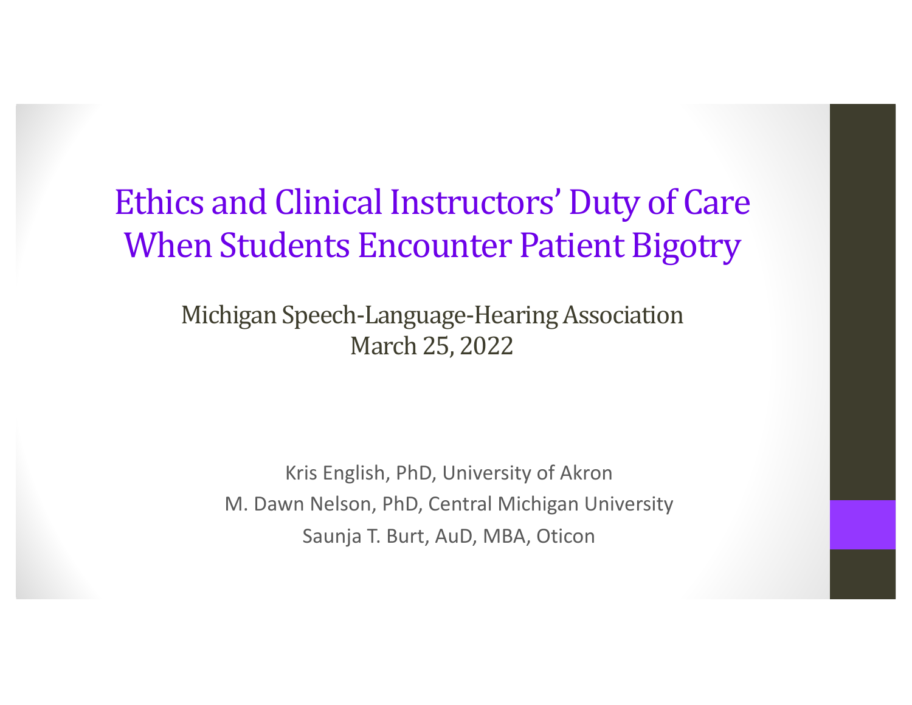# Ethics and Clinical Instructors' Duty of Care When Students Encounter Patient Bigotry

Michigan Speech-Language-Hearing Association
March 25, 2022

Kris English, PhD, University of Akron
M. Dawn Nelson, PhD, Central Michigan University
Saunja T. Burt, AuD, MBA, Oticon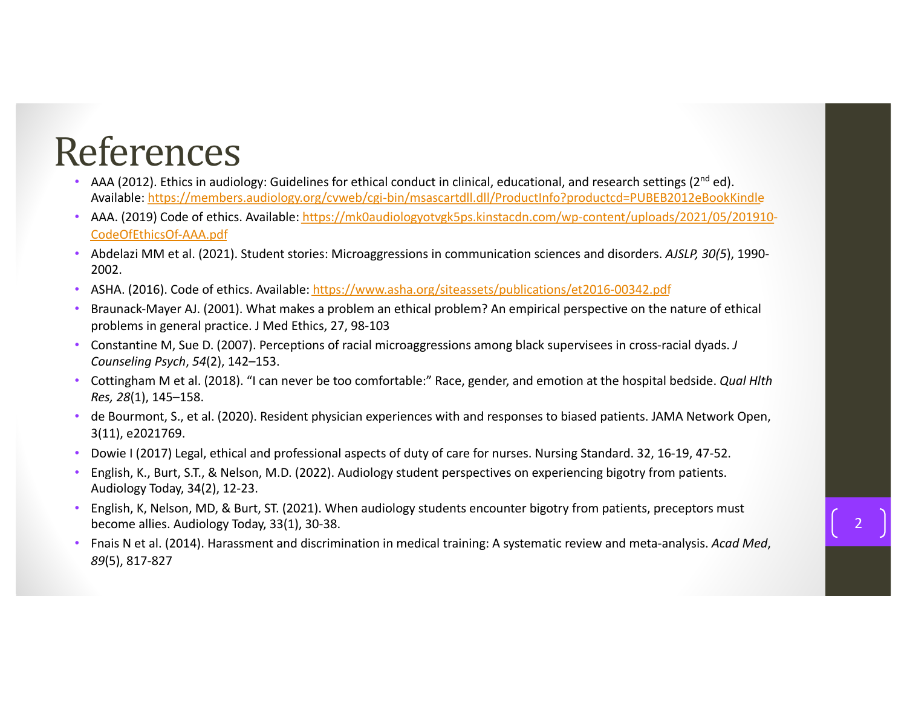# References

- AAA (2012). Ethics in audiology: Guidelines for ethical conduct in clinical, educational, and research settings (2nd ed). Available: [https://members.audiology.org/cvweb/cgi-bin/msascartdll.dll/ProductInfo?productcd=PUBEB2012eBookKindle](https://members.audiology.org/cvweb/cgi-bin/msascartdll.dll/ProductInfo?productcd=PUBEB2012eBookKindle)
- AAA. (2019) Code of ethics. Available: [https://mk0audiologyotvgk5ps.kinstacdn.com/wp-content/uploads/2021/05/201910-CodeOfEthicsOf-AAA.pdf](https://mk0audiologyotvgk5ps.kinstacdn.com/wp-content/uploads/2021/05/201910-CodeOfEthicsOf-AAA.pdf)
- Abdelazi MM et al. (2021). Student stories: Microaggressions in communication sciences and disorders. *AJSLP, 30(5*), 1990-2002.
- ASHA. (2016). Code of ethics. Available: [https://www.asha.org/siteassets/publications/et2016-00342.pdf](https://www.asha.org/siteassets/publications/et2016-00342.pdf)
- Braunack-Mayer AJ. (2001). What makes a problem an ethical problem? An empirical perspective on the nature of ethical problems in general practice. J Med Ethics, 27, 98-103
- Constantine M, Sue D. (2007). Perceptions of racial microaggressions among black supervisees in cross-racial dyads. *J Counseling Psych*, *54*(2), 142–153.
- Cottingham M et al. (2018). "I can never be too comfortable:" Race, gender, and emotion at the hospital bedside. *Qual Hlth Res, 28*(1), 145–158.
- de Bourmont, S., et al. (2020). Resident physician experiences with and responses to biased patients. JAMA Network Open, 3(11), e2021769.
- Dowie I (2017) Legal, ethical and professional aspects of duty of care for nurses. Nursing Standard. 32, 16-19, 47-52.
- English, K., Burt, S.T., & Nelson, M.D. (2022). Audiology student perspectives on experiencing bigotry from patients. Audiology Today, 34(2), 12-23.
- English, K, Nelson, MD, & Burt, ST. (2021). When audiology students encounter bigotry from patients, preceptors must become allies. Audiology Today, 33(1), 30-38.
- Fnais N et al. (2014). Harassment and discrimination in medical training: A systematic review and meta-analysis. *Acad Med*, *89*(5), 817-827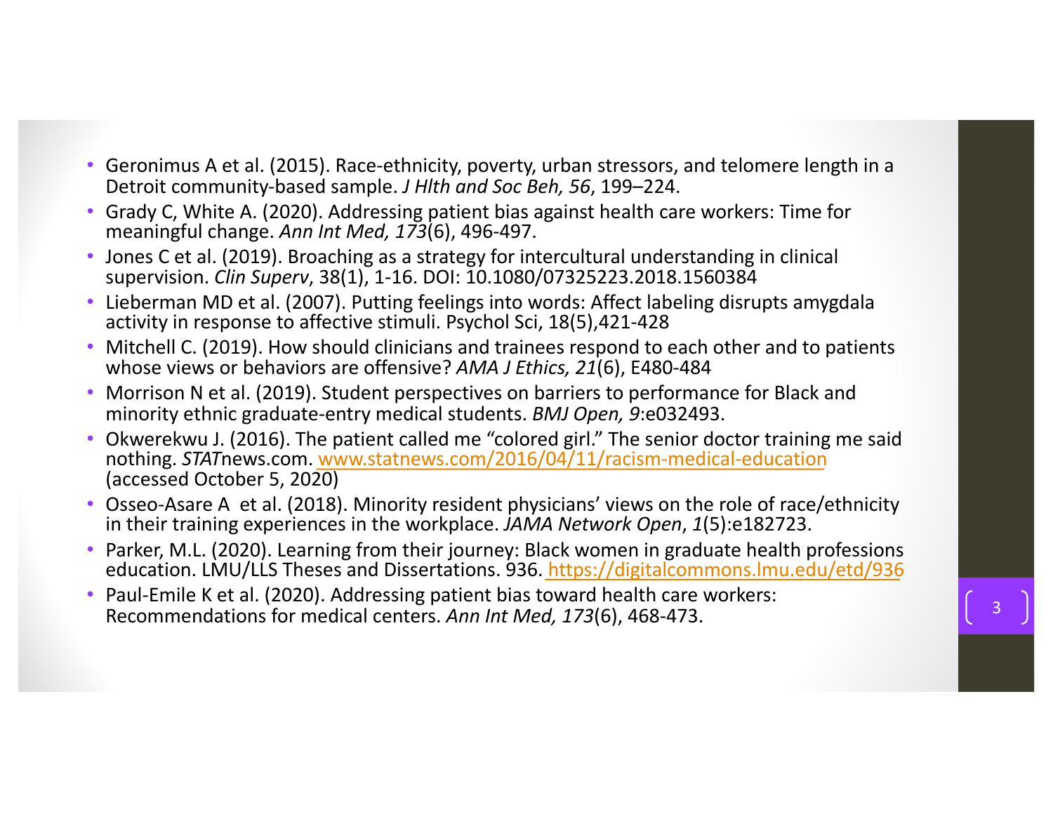- Geronimus A et al. (2015). Race-ethnicity, poverty, urban stressors, and telomere length in a Detroit community-based sample. *J Hlth and Soc Beh, 56*, 199–224.
- Grady C, White A. (2020). Addressing patient bias against health care workers: Time for meaningful change. *Ann Int Med, 173*(6), 496-497.
- Jones C et al. (2019). Broaching as a strategy for intercultural understanding in clinical supervision. *Clin Superv*, 38(1), 1-16. DOI: 10.1080/07325223.2018.1560384
- Lieberman MD et al. (2007). Putting feelings into words: Affect labeling disrupts amygdala activity in response to affective stimuli. Psychol Sci, 18(5),421-428
- Mitchell C. (2019). How should clinicians and trainees respond to each other and to patients whose views or behaviors are offensive? *AMA J Ethics, 21*(6), E480-484
- Morrison N et al. (2019). Student perspectives on barriers to performance for Black and minority ethnic graduate-entry medical students. *BMJ Open, 9*:e032493.
- Okwerekwu J. (2016). The patient called me "colored girl." The senior doctor training me said nothing. *STAT*news.com. [www.statnews.com/2016/04/11/racism-medical-education](www.statnews.com/2016/04/11/racism-medical-education) (accessed October 5, 2020)
- Osseo-Asare A et al. (2018). Minority resident physicians' views on the role of race/ethnicity in their training experiences in the workplace. *JAMA Network Open*, *1*(5):e182723.
- Parker, M.L. (2020). Learning from their journey: Black women in graduate health professions education. LMU/LLS Theses and Dissertations. 936. [https://digitalcommons.lmu.edu/etd/936](https://digitalcommons.lmu.edu/etd/936)
- Paul-Emile K et al. (2020). Addressing patient bias toward health care workers: Recommendations for medical centers. *Ann Int Med, 173*(6), 468-473.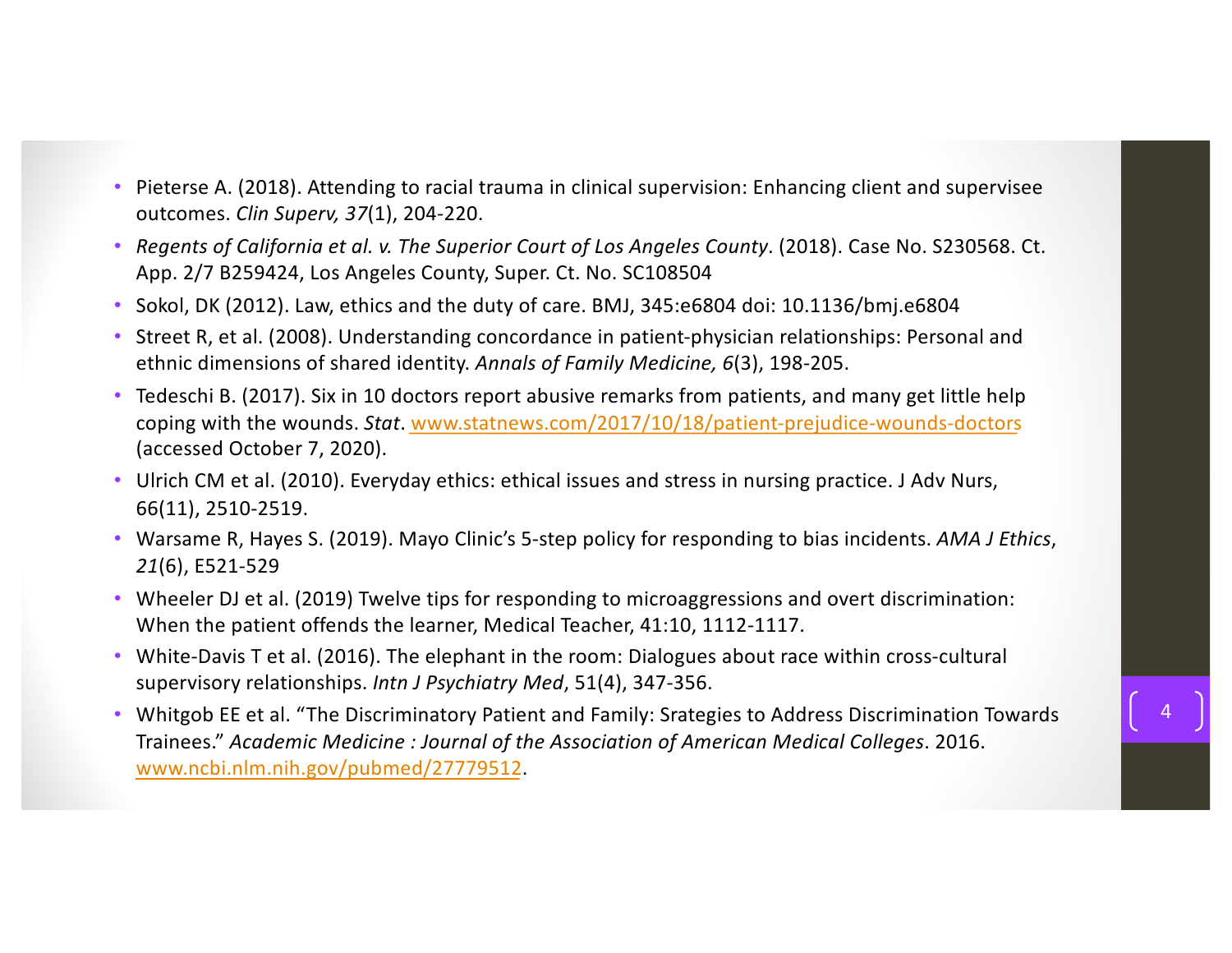- Pieterse A. (2018). Attending to racial trauma in clinical supervision: Enhancing client and supervisee outcomes. *Clin Superv, 37*(1), 204-220.
- *Regents of California et al. v. The Superior Court of Los Angeles County*. (2018). Case No. S230568. Ct. App. 2/7 B259424, Los Angeles County, Super. Ct. No. SC108504
- Sokol, DK (2012). Law, ethics and the duty of care. BMJ, 345:e6804 doi: 10.1136/bmj.e6804
- Street R, et al. (2008). Understanding concordance in patient-physician relationships: Personal and ethnic dimensions of shared identity. *Annals of Family Medicine, 6*(3), 198-205.
- Tedeschi B. (2017). Six in 10 doctors report abusive remarks from patients, and many get little help coping with the wounds. *Stat*. [www.statnews.com/2017/10/18/patient-prejudice-wounds-doctors](www.statnews.com/2017/10/18/patient-prejudice-wounds-doctors) (accessed October 7, 2020).
- Ulrich CM et al. (2010). Everyday ethics: ethical issues and stress in nursing practice. J Adv Nurs, 66(11), 2510-2519.
- Warsame R, Hayes S. (2019). Mayo Clinic's 5-step policy for responding to bias incidents. *AMA J Ethics*, *21*(6), E521-529
- Wheeler DJ et al. (2019) Twelve tips for responding to microaggressions and overt discrimination: When the patient offends the learner, Medical Teacher, 41:10, 1112-1117.
- White-Davis T et al. (2016). The elephant in the room: Dialogues about race within cross-cultural supervisory relationships. *Intn J Psychiatry Med*, 51(4), 347-356.
- Whitgob EE et al. "The Discriminatory Patient and Family: Srategies to Address Discrimination Towards Trainees." *Academic Medicine : Journal of the Association of American Medical Colleges*. 2016. [www.ncbi.nlm.nih.gov/pubmed/27779512](www.ncbi.nlm.nih.gov/pubmed/27779512).